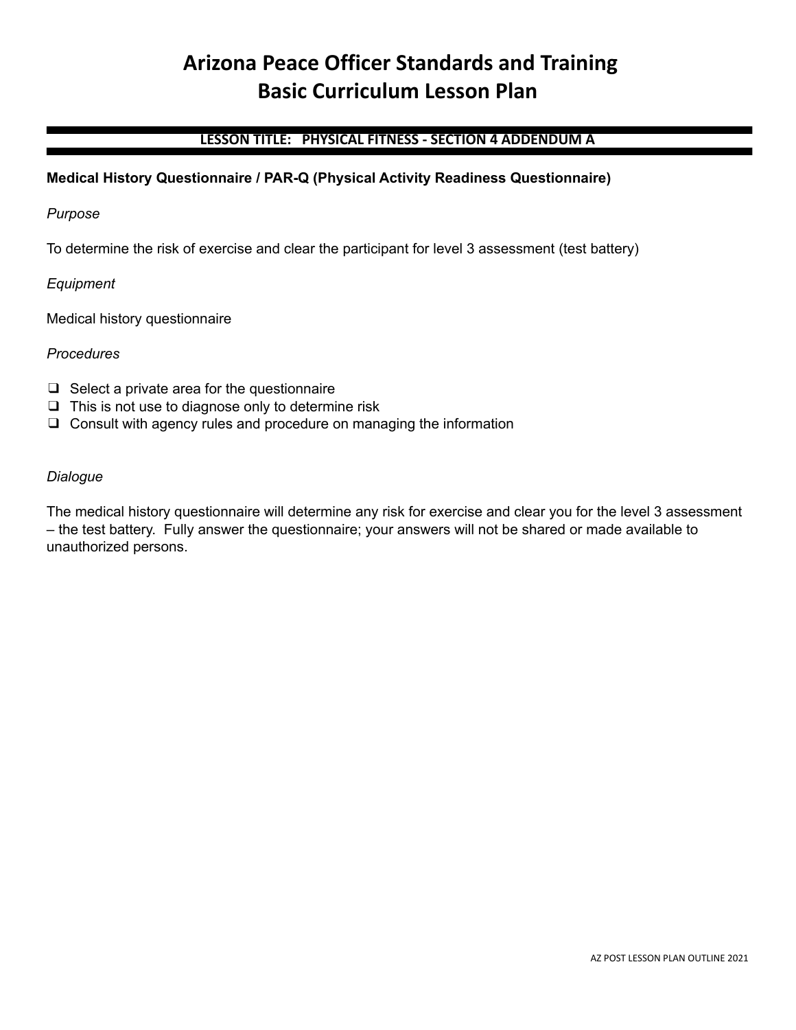# Arizona Peace Officer Standards and Training
# Basic Curriculum Lesson Plan

## LESSON TITLE: PHYSICAL FITNESS - SECTION 4 ADDENDUM A

**Medical History Questionnaire / PAR-Q (Physical Activity Readiness Questionnaire)**

*Purpose*

To determine the risk of exercise and clear the participant for level 3 assessment (test battery)

*Equipment*

Medical history questionnaire

*Procedures*

- ❑ Select a private area for the questionnaire
- ❑ This is not use to diagnose only to determine risk
- ❑ Consult with agency rules and procedure on managing the information

*Dialogue*

The medical history questionnaire will determine any risk for exercise and clear you for the level 3 assessment – the test battery. Fully answer the questionnaire; your answers will not be shared or made available to unauthorized persons.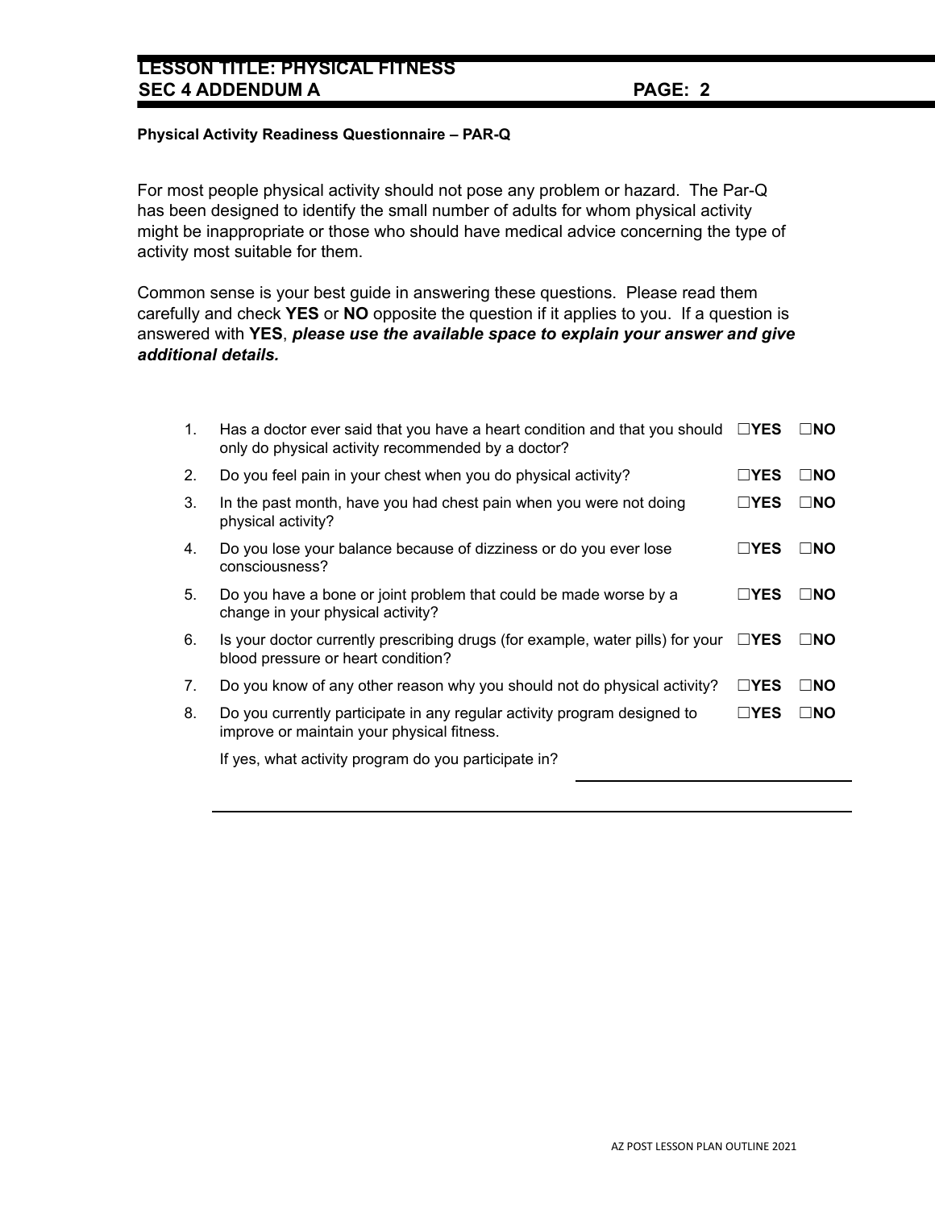**LESSON TITLE: PHYSICAL FITNESS**
**SEC 4 ADDENDUM A**

**Physical Activity Readiness Questionnaire – PAR-Q**

For most people physical activity should not pose any problem or hazard. The Par-Q has been designed to identify the small number of adults for whom physical activity might be inappropriate or those who should have medical advice concerning the type of activity most suitable for them.

Common sense is your best guide in answering these questions. Please read them carefully and check **YES** or **NO** opposite the question if it applies to you. If a question is answered with **YES**, ***please use the available space to explain your answer and give additional details.***

1. Has a doctor ever said that you have a heart condition and that you should only do physical activity recommended by a doctor? ☐**YES** ☐**NO**
2. Do you feel pain in your chest when you do physical activity? ☐**YES** ☐**NO**
3. In the past month, have you had chest pain when you were not doing physical activity? ☐**YES** ☐**NO**
4. Do you lose your balance because of dizziness or do you ever lose consciousness? ☐**YES** ☐**NO**
5. Do you have a bone or joint problem that could be made worse by a change in your physical activity? ☐**YES** ☐**NO**
6. Is your doctor currently prescribing drugs (for example, water pills) for your blood pressure or heart condition? ☐**YES** ☐**NO**
7. Do you know of any other reason why you should not do physical activity? ☐**YES** ☐**NO**
8. Do you currently participate in any regular activity program designed to improve or maintain your physical fitness. ☐**YES** ☐**NO**

   If yes, what activity program do you participate in? ______________________________

   ______________________________________________________________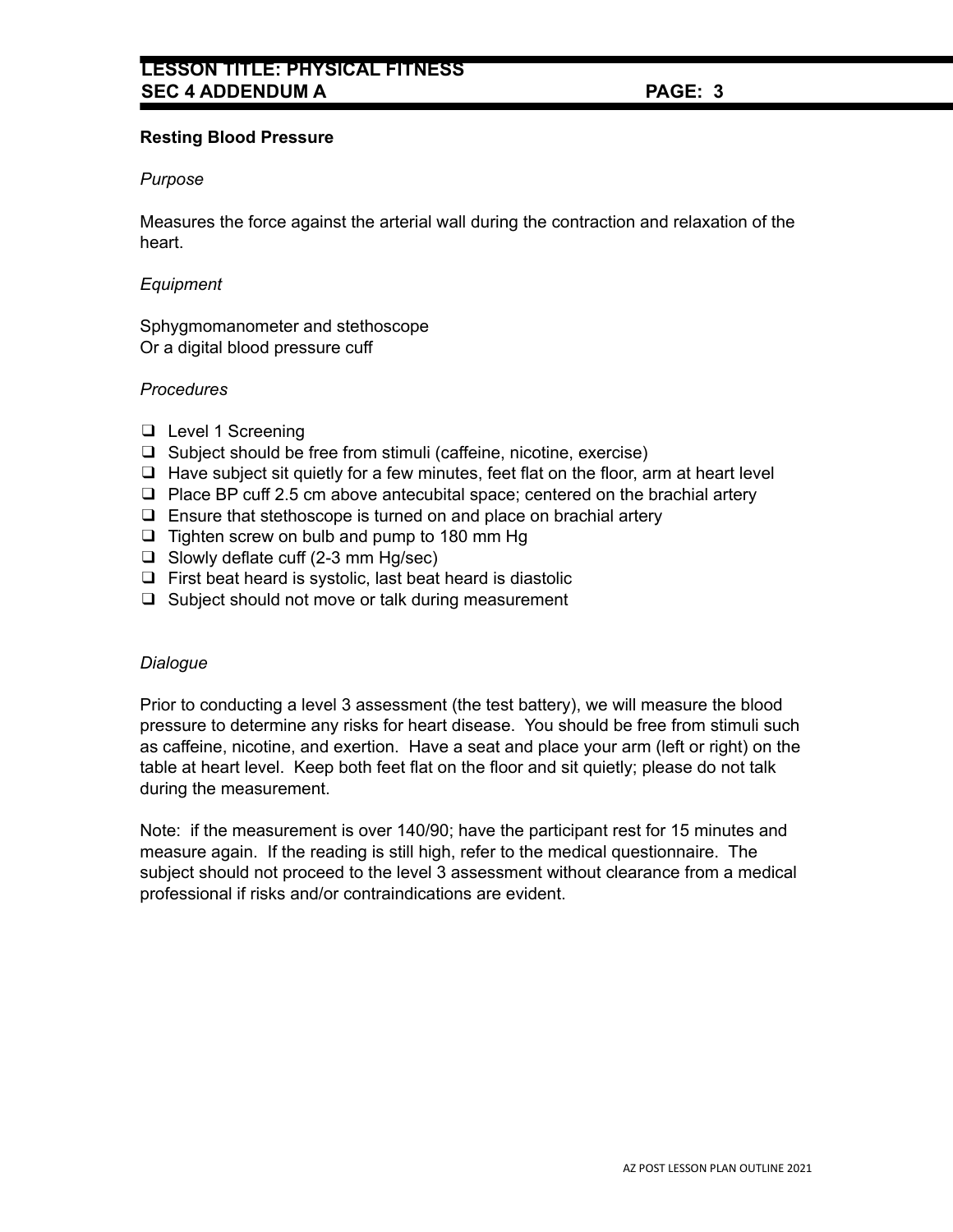## Resting Blood Pressure

*Purpose*

Measures the force against the arterial wall during the contraction and relaxation of the heart.

*Equipment*

Sphygmomanometer and stethoscope
Or a digital blood pressure cuff

*Procedures*

- ❑ Level 1 Screening
- ❑ Subject should be free from stimuli (caffeine, nicotine, exercise)
- ❑ Have subject sit quietly for a few minutes, feet flat on the floor, arm at heart level
- ❑ Place BP cuff 2.5 cm above antecubital space; centered on the brachial artery
- ❑ Ensure that stethoscope is turned on and place on brachial artery
- ❑ Tighten screw on bulb and pump to 180 mm Hg
- ❑ Slowly deflate cuff (2-3 mm Hg/sec)
- ❑ First beat heard is systolic, last beat heard is diastolic
- ❑ Subject should not move or talk during measurement

*Dialogue*

Prior to conducting a level 3 assessment (the test battery), we will measure the blood pressure to determine any risks for heart disease. You should be free from stimuli such as caffeine, nicotine, and exertion. Have a seat and place your arm (left or right) on the table at heart level. Keep both feet flat on the floor and sit quietly; please do not talk during the measurement.

Note: if the measurement is over 140/90; have the participant rest for 15 minutes and measure again. If the reading is still high, refer to the medical questionnaire. The subject should not proceed to the level 3 assessment without clearance from a medical professional if risks and/or contraindications are evident.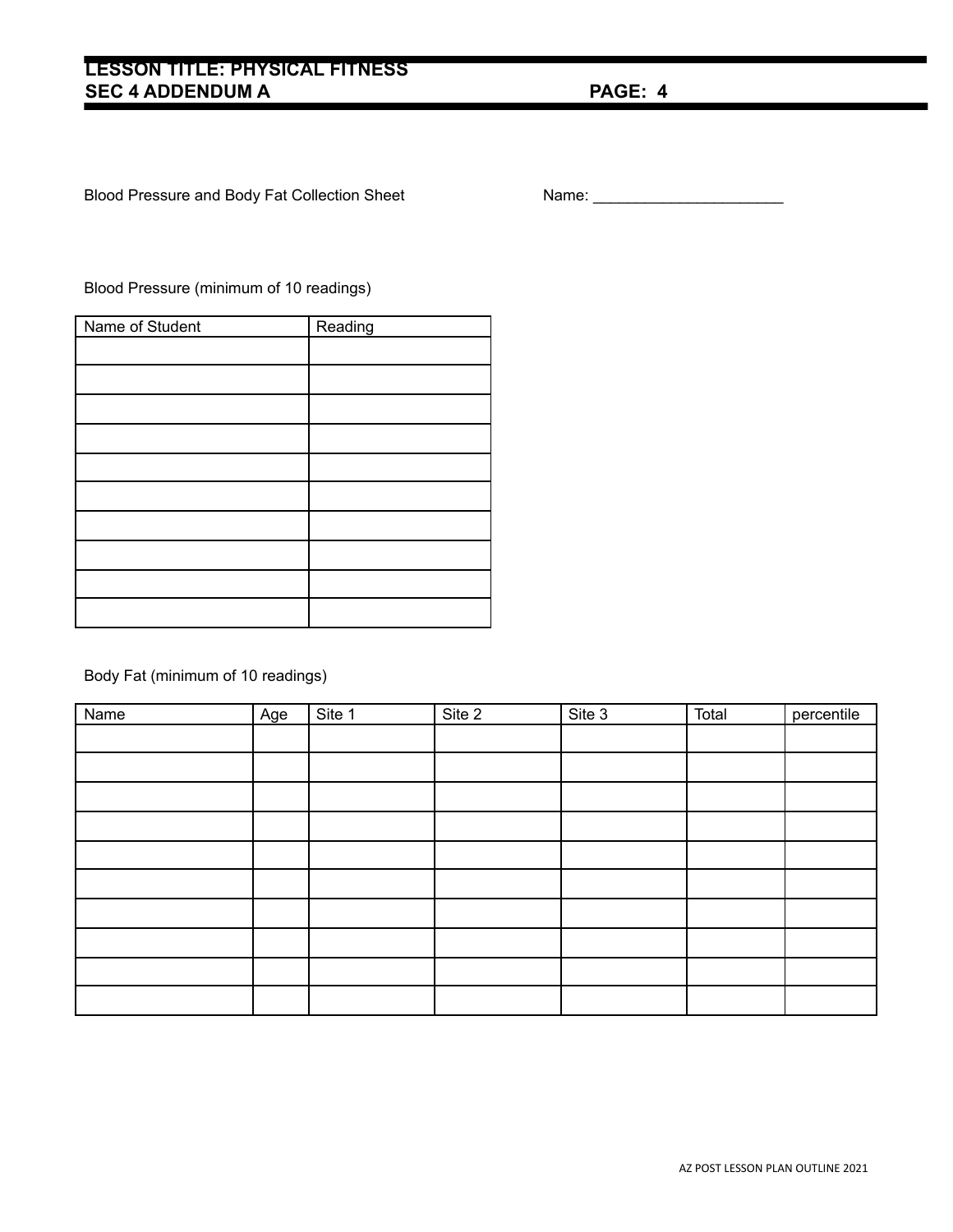Blood Pressure and Body Fat Collection Sheet

Name: ______________________

Blood Pressure (minimum of 10 readings)

| Name of Student | Reading |
|---|---|
| | |
| | |
| | |
| | |
| | |
| | |
| | |
| | |
| | |
| | |

Body Fat (minimum of 10 readings)

| Name | Age | Site 1 | Site 2 | Site 3 | Total | percentile |
|---|---|---|---|---|---|---|
| | | | | | | |
| | | | | | | |
| | | | | | | |
| | | | | | | |
| | | | | | | |
| | | | | | | |
| | | | | | | |
| | | | | | | |
| | | | | | | |
| | | | | | | |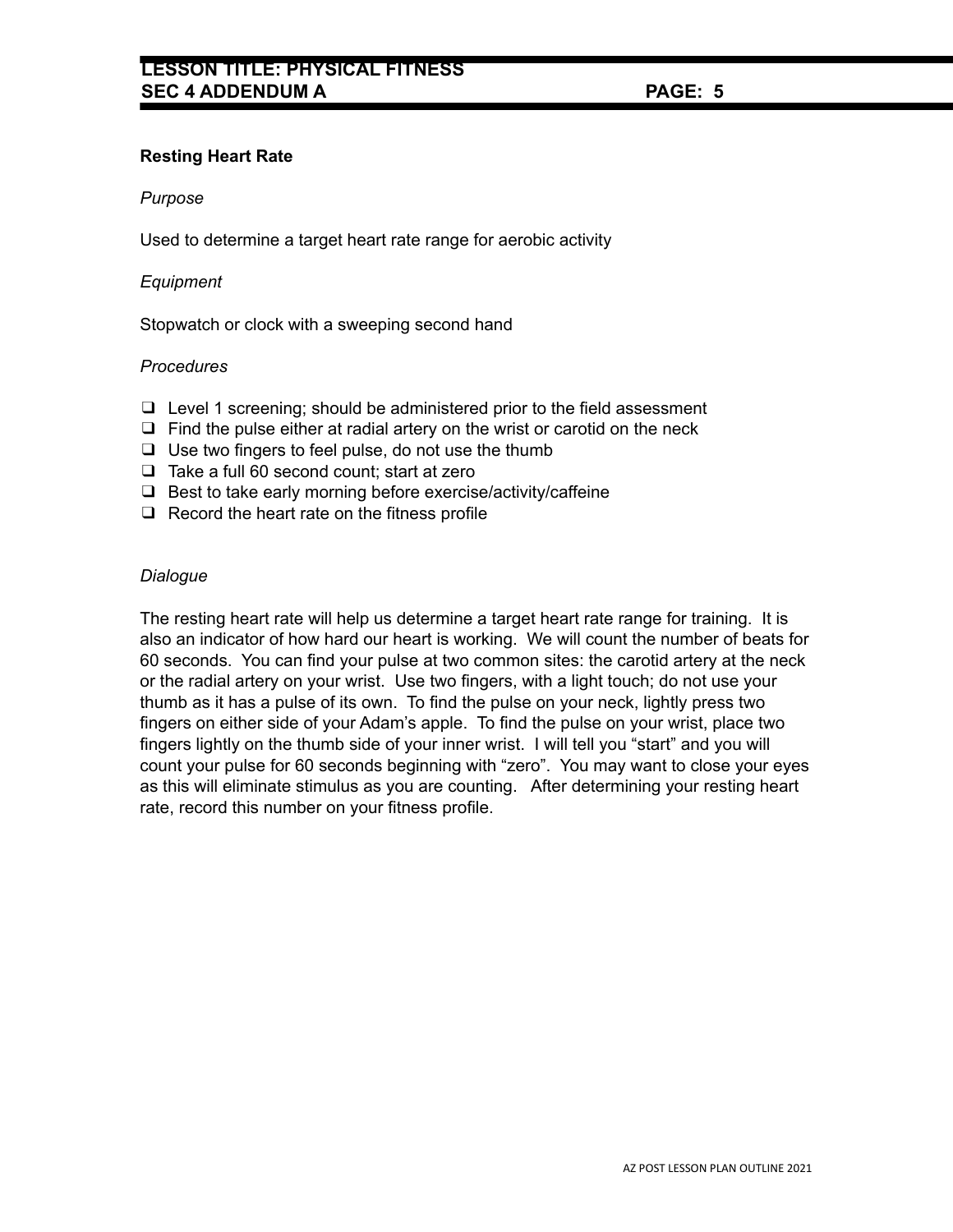## Resting Heart Rate

*Purpose*

Used to determine a target heart rate range for aerobic activity

*Equipment*

Stopwatch or clock with a sweeping second hand

*Procedures*

- Level 1 screening; should be administered prior to the field assessment
- Find the pulse either at radial artery on the wrist or carotid on the neck
- Use two fingers to feel pulse, do not use the thumb
- Take a full 60 second count; start at zero
- Best to take early morning before exercise/activity/caffeine
- Record the heart rate on the fitness profile

*Dialogue*

The resting heart rate will help us determine a target heart rate range for training. It is also an indicator of how hard our heart is working. We will count the number of beats for 60 seconds. You can find your pulse at two common sites: the carotid artery at the neck or the radial artery on your wrist. Use two fingers, with a light touch; do not use your thumb as it has a pulse of its own. To find the pulse on your neck, lightly press two fingers on either side of your Adam's apple. To find the pulse on your wrist, place two fingers lightly on the thumb side of your inner wrist. I will tell you "start" and you will count your pulse for 60 seconds beginning with "zero". You may want to close your eyes as this will eliminate stimulus as you are counting. After determining your resting heart rate, record this number on your fitness profile.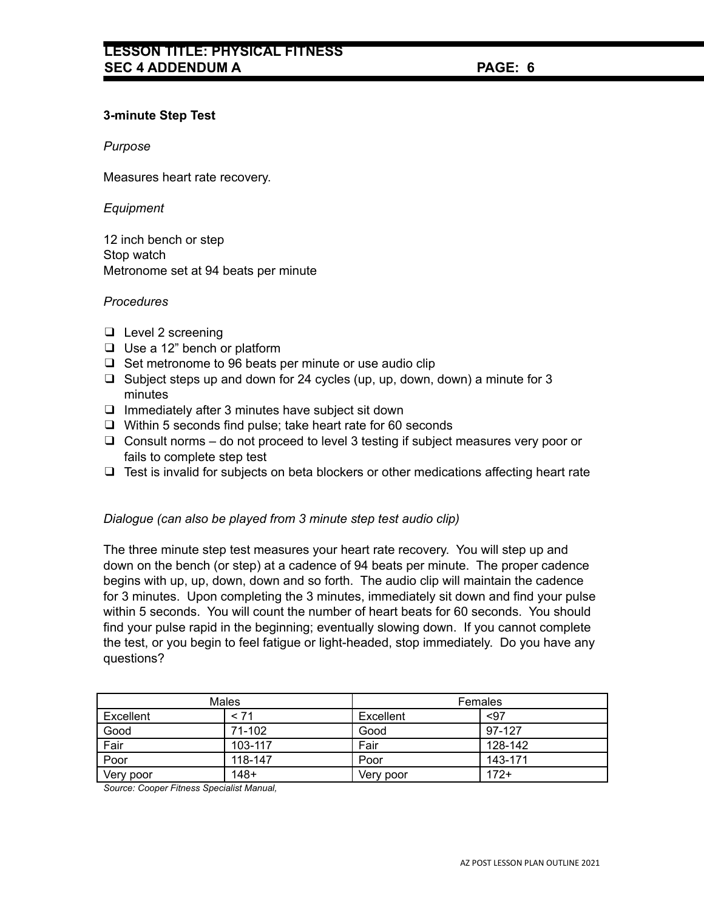### 3-minute Step Test

*Purpose*

Measures heart rate recovery.

*Equipment*

12 inch bench or step
Stop watch
Metronome set at 94 beats per minute

*Procedures*

- ❑ Level 2 screening
- ❑ Use a 12" bench or platform
- ❑ Set metronome to 96 beats per minute or use audio clip
- ❑ Subject steps up and down for 24 cycles (up, up, down, down) a minute for 3 minutes
- ❑ Immediately after 3 minutes have subject sit down
- ❑ Within 5 seconds find pulse; take heart rate for 60 seconds
- ❑ Consult norms – do not proceed to level 3 testing if subject measures very poor or fails to complete step test
- ❑ Test is invalid for subjects on beta blockers or other medications affecting heart rate

*Dialogue (can also be played from 3 minute step test audio clip)*

The three minute step test measures your heart rate recovery. You will step up and down on the bench (or step) at a cadence of 94 beats per minute. The proper cadence begins with up, up, down, down and so forth. The audio clip will maintain the cadence for 3 minutes. Upon completing the 3 minutes, immediately sit down and find your pulse within 5 seconds. You will count the number of heart beats for 60 seconds. You should find your pulse rapid in the beginning; eventually slowing down. If you cannot complete the test, or you begin to feel fatigue or light-headed, stop immediately. Do you have any questions?

| Males | | Females | |
|---|---|---|---|
| Excellent | < 71 | Excellent | <97 |
| Good | 71-102 | Good | 97-127 |
| Fair | 103-117 | Fair | 128-142 |
| Poor | 118-147 | Poor | 143-171 |
| Very poor | 148+ | Very poor | 172+ |

*Source: Cooper Fitness Specialist Manual,*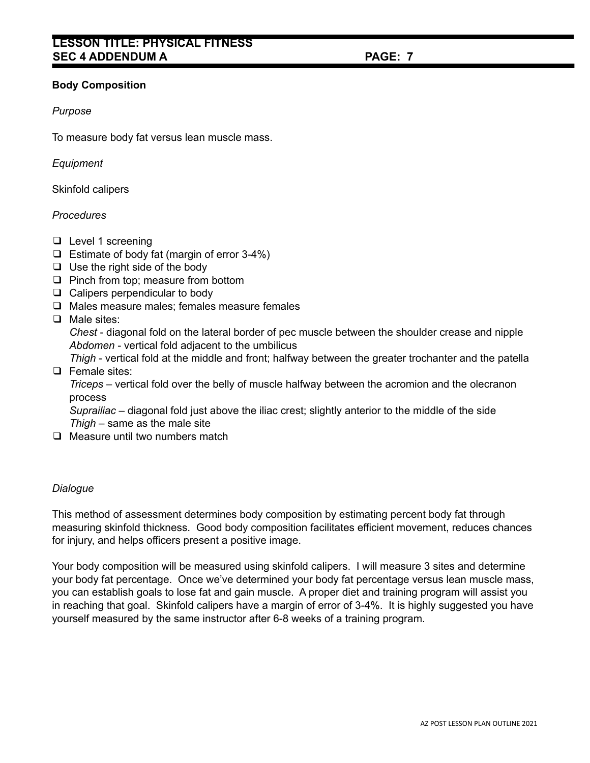**Body Composition**

*Purpose*

To measure body fat versus lean muscle mass.

*Equipment*

Skinfold calipers

*Procedures*

- ❑ Level 1 screening
- ❑ Estimate of body fat (margin of error 3-4%)
- ❑ Use the right side of the body
- ❑ Pinch from top; measure from bottom
- ❑ Calipers perpendicular to body
- ❑ Males measure males; females measure females
- ❑ Male sites:
  *Chest* - diagonal fold on the lateral border of pec muscle between the shoulder crease and nipple
  *Abdomen* - vertical fold adjacent to the umbilicus
  *Thigh* - vertical fold at the middle and front; halfway between the greater trochanter and the patella
- ❑ Female sites:
  *Triceps* – vertical fold over the belly of muscle halfway between the acromion and the olecranon process
  *Suprailiac* – diagonal fold just above the iliac crest; slightly anterior to the middle of the side
  *Thigh* – same as the male site
- ❑ Measure until two numbers match

*Dialogue*

This method of assessment determines body composition by estimating percent body fat through measuring skinfold thickness. Good body composition facilitates efficient movement, reduces chances for injury, and helps officers present a positive image.

Your body composition will be measured using skinfold calipers. I will measure 3 sites and determine your body fat percentage. Once we've determined your body fat percentage versus lean muscle mass, you can establish goals to lose fat and gain muscle. A proper diet and training program will assist you in reaching that goal. Skinfold calipers have a margin of error of 3-4%. It is highly suggested you have yourself measured by the same instructor after 6-8 weeks of a training program.